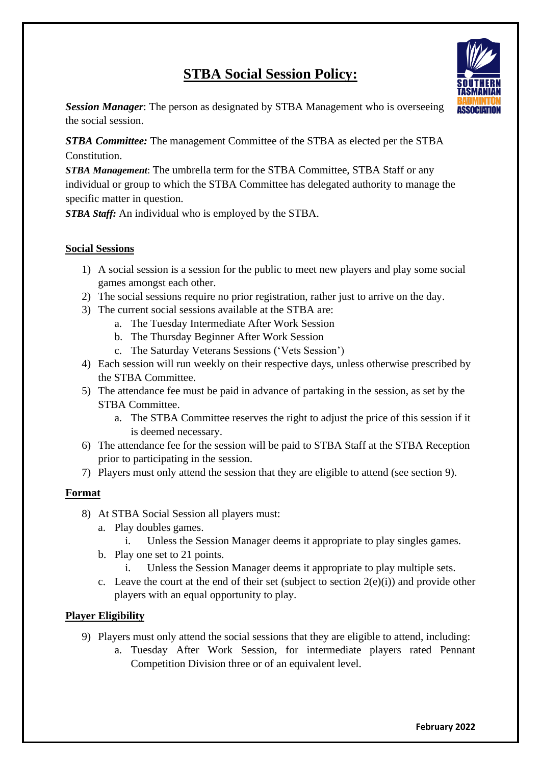# STBA Social Session Policy:

***Session Manager***: The person as designated by STBA Management who is overseeing the social session.

***STBA Committee:*** The management Committee of the STBA as elected per the STBA Constitution.

***STBA Management***: The umbrella term for the STBA Committee, STBA Staff or any individual or group to which the STBA Committee has delegated authority to manage the specific matter in question.

***STBA Staff:*** An individual who is employed by the STBA.

**Social Sessions**

1) A social session is a session for the public to meet new players and play some social games amongst each other.
2) The social sessions require no prior registration, rather just to arrive on the day.
3) The current social sessions available at the STBA are:
    a. The Tuesday Intermediate After Work Session
    b. The Thursday Beginner After Work Session
    c. The Saturday Veterans Sessions ('Vets Session')
4) Each session will run weekly on their respective days, unless otherwise prescribed by the STBA Committee.
5) The attendance fee must be paid in advance of partaking in the session, as set by the STBA Committee.
    a. The STBA Committee reserves the right to adjust the price of this session if it is deemed necessary.
6) The attendance fee for the session will be paid to STBA Staff at the STBA Reception prior to participating in the session.
7) Players must only attend the session that they are eligible to attend (see section 9).

**Format**

8) At STBA Social Session all players must:
    a. Play doubles games.
        i. Unless the Session Manager deems it appropriate to play singles games.
    b. Play one set to 21 points.
        i. Unless the Session Manager deems it appropriate to play multiple sets.
    c. Leave the court at the end of their set (subject to section 2(e)(i)) and provide other players with an equal opportunity to play.

**Player Eligibility**

9) Players must only attend the social sessions that they are eligible to attend, including:
    a. Tuesday After Work Session, for intermediate players rated Pennant Competition Division three or of an equivalent level.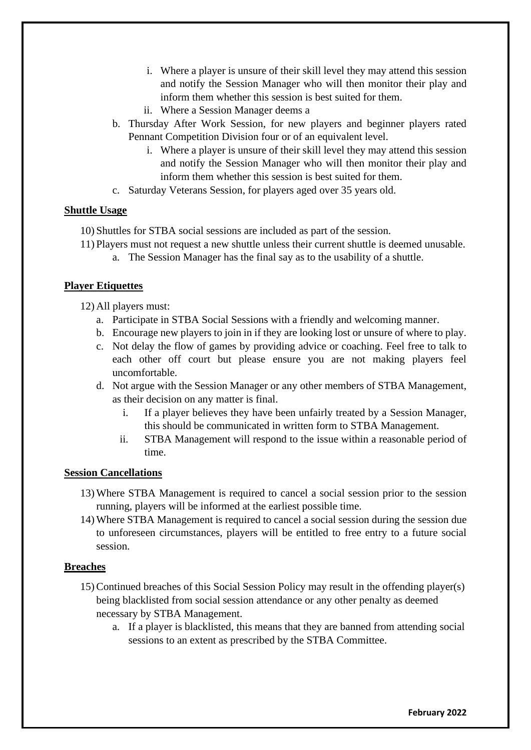i. Where a player is unsure of their skill level they may attend this session and notify the Session Manager who will then monitor their play and inform them whether this session is best suited for them.
   ii. Where a Session Manager deems a

b. Thursday After Work Session, for new players and beginner players rated Pennant Competition Division four or of an equivalent level.
   i. Where a player is unsure of their skill level they may attend this session and notify the Session Manager who will then monitor their play and inform them whether this session is best suited for them.

c. Saturday Veterans Session, for players aged over 35 years old.

**Shuttle Usage**

10) Shuttles for STBA social sessions are included as part of the session.

11) Players must not request a new shuttle unless their current shuttle is deemed unusable.
   a. The Session Manager has the final say as to the usability of a shuttle.

**Player Etiquettes**

12) All players must:
   a. Participate in STBA Social Sessions with a friendly and welcoming manner.
   b. Encourage new players to join in if they are looking lost or unsure of where to play.
   c. Not delay the flow of games by providing advice or coaching. Feel free to talk to each other off court but please ensure you are not making players feel uncomfortable.
   d. Not argue with the Session Manager or any other members of STBA Management, as their decision on any matter is final.
      i. If a player believes they have been unfairly treated by a Session Manager, this should be communicated in written form to STBA Management.
      ii. STBA Management will respond to the issue within a reasonable period of time.

**Session Cancellations**

13) Where STBA Management is required to cancel a social session prior to the session running, players will be informed at the earliest possible time.

14) Where STBA Management is required to cancel a social session during the session due to unforeseen circumstances, players will be entitled to free entry to a future social session.

**Breaches**

15) Continued breaches of this Social Session Policy may result in the offending player(s) being blacklisted from social session attendance or any other penalty as deemed necessary by STBA Management.
   a. If a player is blacklisted, this means that they are banned from attending social sessions to an extent as prescribed by the STBA Committee.

**February 2022**